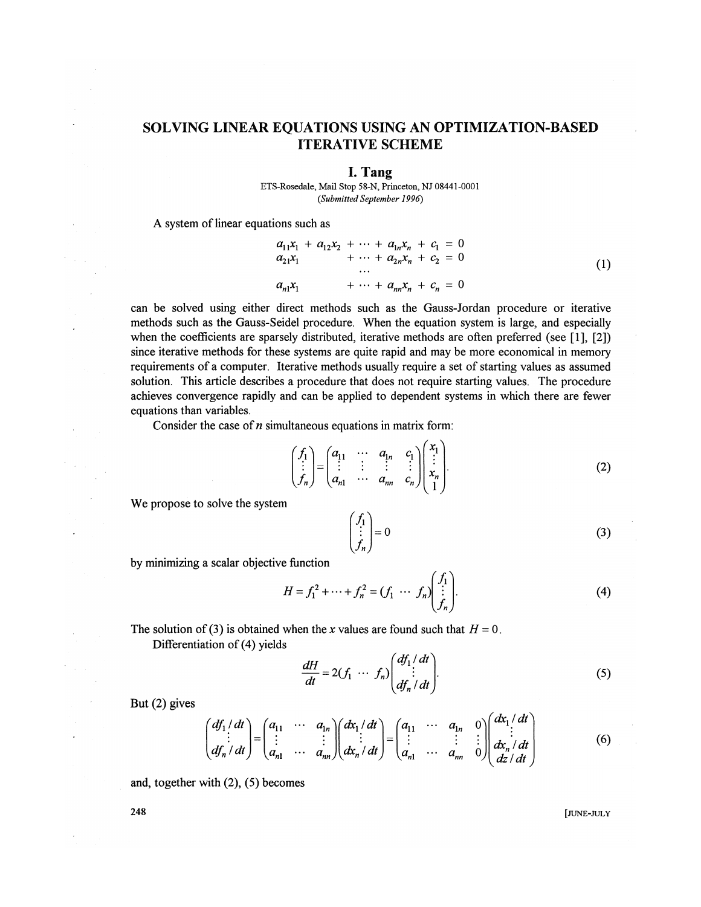# SOLVING LINEAR EQUATIONS USING AN OPTIMIZATION-BASED ITERATIVE SCHEME

**I. Tang**

ETS-Rosedale, Mail Stop 58-N, Princeton, NJ 08441-0001

*(Submitted September 1996)*

A system of linear equations such as

$$
\begin{aligned}
a_{11}x_1 + a_{12}x_2 + \cdots + a_{1n}x_n + c_1 &= 0 \\
a_{21}x_1 \qquad\quad + \cdots + a_{2n}x_n + c_2 &= 0 \\
\cdots \qquad\qquad & \\
a_{n1}x_1 \qquad\quad + \cdots + a_{nn}x_n + c_n &= 0
\end{aligned}
\tag{1}
$$

can be solved using either direct methods such as the Gauss-Jordan procedure or iterative methods such as the Gauss-Seidel procedure. When the equation system is large, and especially when the coefficients are sparsely distributed, iterative methods are often preferred (see [1], [2]) since iterative methods for these systems are quite rapid and may be more economical in memory requirements of a computer. Iterative methods usually require a set of starting values as assumed solution. This article describes a procedure that does not require starting values. The procedure achieves convergence rapidly and can be applied to dependent systems in which there are fewer equations than variables.

Consider the case of $n$ simultaneous equations in matrix form:

$$
\begin{pmatrix} f_1 \\ \vdots \\ f_n \end{pmatrix} = \begin{pmatrix} a_{11} & \cdots & a_{1n} & c_1 \\ \vdots & & \vdots & \vdots \\ a_{n1} & \cdots & a_{nn} & c_n \end{pmatrix} \begin{pmatrix} x_1 \\ \vdots \\ x_n \\ 1 \end{pmatrix}. \tag{2}
$$

We propose to solve the system

$$
\begin{pmatrix} f_1 \\ \vdots \\ f_n \end{pmatrix} = 0 \tag{3}
$$

by minimizing a scalar objective function

$$
H = f_1^2 + \cdots + f_n^2 = (f_1 \ \cdots \ f_n) \begin{pmatrix} f_1 \\ \vdots \\ f_n \end{pmatrix}. \tag{4}
$$

The solution of (3) is obtained when the $x$ values are found such that $H = 0$.

Differentiation of (4) yields

$$
\frac{dH}{dt} = 2(f_1 \ \cdots \ f_n) \begin{pmatrix} df_1/dt \\ \vdots \\ df_n/dt \end{pmatrix}. \tag{5}
$$

But (2) gives

$$
\begin{pmatrix} df_1/dt \\ \vdots \\ df_n/dt \end{pmatrix} = \begin{pmatrix} a_{11} & \cdots & a_{1n} \\ \vdots & & \vdots \\ a_{n1} & \cdots & a_{nn} \end{pmatrix} \begin{pmatrix} dx_1/dt \\ \vdots \\ dx_n/dt \end{pmatrix} = \begin{pmatrix} a_{11} & \cdots & a_{1n} & 0 \\ \vdots & & \vdots & \vdots \\ a_{n1} & \cdots & a_{nn} & 0 \end{pmatrix} \begin{pmatrix} dx_1/dt \\ \vdots \\ dx_n/dt \\ dz/dt \end{pmatrix} \tag{6}
$$

and, together with (2), (5) becomes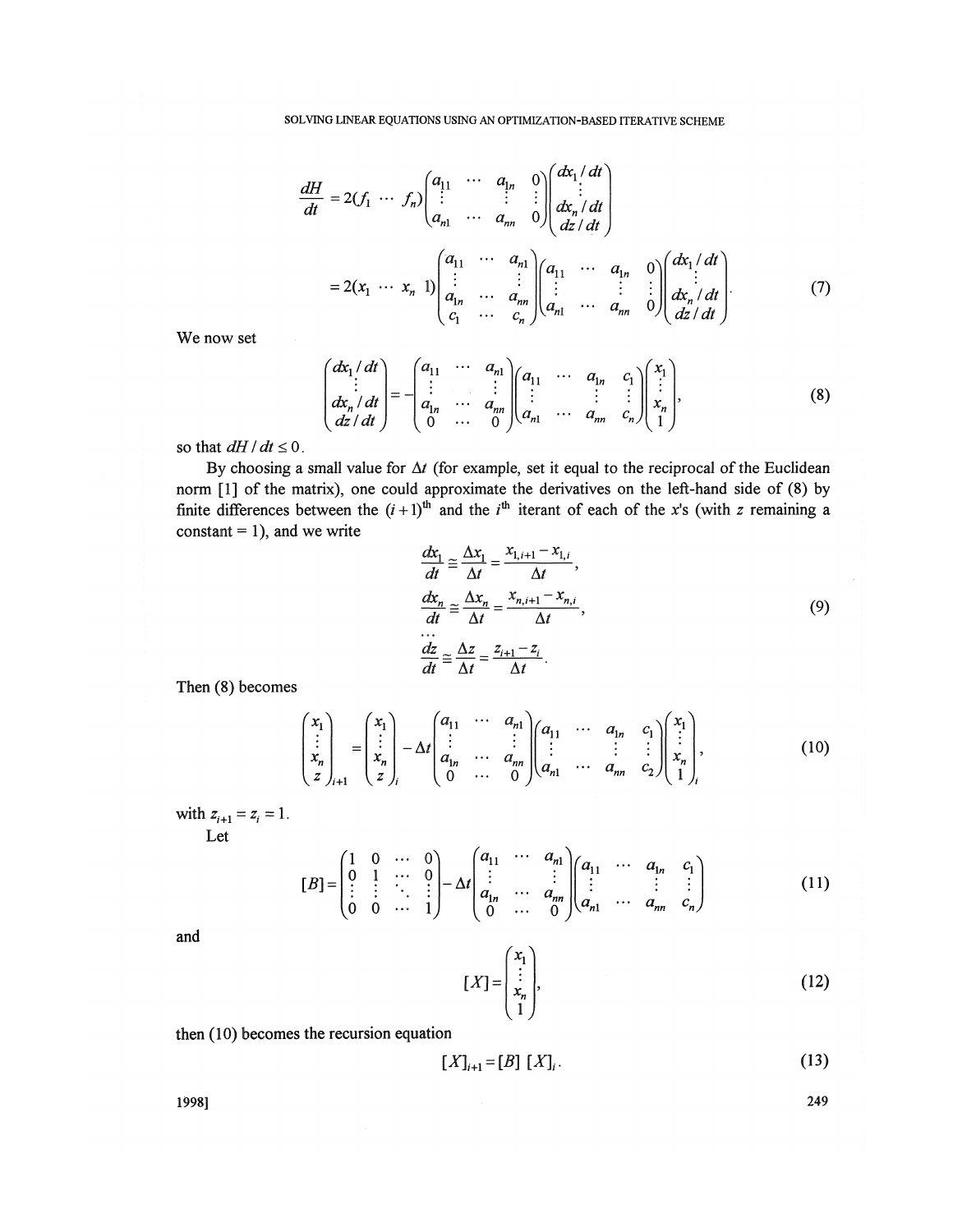$$
\frac{dH}{dt} = 2(f_1 \cdots f_n)\begin{pmatrix} a_{11} & \cdots & a_{1n} & 0 \\ \vdots & & \vdots & \vdots \\ a_{n1} & \cdots & a_{nn} & 0 \end{pmatrix}\begin{pmatrix} dx_1/dt \\ \vdots \\ dx_n/dt \\ dz/dt \end{pmatrix}
$$

$$
= 2(x_1 \cdots x_n \;\; 1)\begin{pmatrix} a_{11} & \cdots & a_{n1} \\ \vdots & & \vdots \\ a_{1n} & \cdots & a_{nn} \\ c_1 & \cdots & c_n \end{pmatrix}\begin{pmatrix} a_{11} & \cdots & a_{1n} & 0 \\ \vdots & & \vdots & \vdots \\ a_{n1} & \cdots & a_{nn} & 0 \end{pmatrix}\begin{pmatrix} dx_1/dt \\ \vdots \\ dx_n/dt \\ dz/dt \end{pmatrix}. \tag{7}
$$

We now set

$$
\begin{pmatrix} dx_1/dt \\ \vdots \\ dx_n/dt \\ dz/dt \end{pmatrix} = -\begin{pmatrix} a_{11} & \cdots & a_{n1} \\ \vdots & & \vdots \\ a_{1n} & \cdots & a_{nn} \\ 0 & \cdots & 0 \end{pmatrix}\begin{pmatrix} a_{11} & \cdots & a_{1n} & c_1 \\ \vdots & & \vdots & \vdots \\ a_{n1} & \cdots & a_{nn} & c_n \end{pmatrix}\begin{pmatrix} x_1 \\ \vdots \\ x_n \\ 1 \end{pmatrix}, \tag{8}
$$

so that $dH/dt \le 0$.

By choosing a small value for $\Delta t$ (for example, set it equal to the reciprocal of the Euclidean norm [1] of the matrix), one could approximate the derivatives on the left-hand side of (8) by finite differences between the $(i+1)^{\text{th}}$ and the $i^{\text{th}}$ iterant of each of the $x$'s (with $z$ remaining a constant = 1), and we write

$$
\begin{aligned}
\frac{dx_1}{dt} &\cong \frac{\Delta x_1}{\Delta t} = \frac{x_{1,i+1} - x_{1,i}}{\Delta t}, \\
\frac{dx_n}{dt} &\cong \frac{\Delta x_n}{\Delta t} = \frac{x_{n,i+1} - x_{n,i}}{\Delta t}, \\
&\cdots \\
\frac{dz}{dt} &\cong \frac{\Delta z}{\Delta t} = \frac{z_{i+1} - z_i}{\Delta t}.
\end{aligned} \tag{9}
$$

Then (8) becomes

$$
\begin{pmatrix} x_1 \\ \vdots \\ x_n \\ z \end{pmatrix}_{i+1} = \begin{pmatrix} x_1 \\ \vdots \\ x_n \\ z \end{pmatrix}_i - \Delta t\begin{pmatrix} a_{11} & \cdots & a_{n1} \\ \vdots & & \vdots \\ a_{1n} & \cdots & a_{nn} \\ 0 & \cdots & 0 \end{pmatrix}\begin{pmatrix} a_{11} & \cdots & a_{1n} & c_1 \\ \vdots & & \vdots & \vdots \\ a_{n1} & \cdots & a_{nn} & c_2 \end{pmatrix}\begin{pmatrix} x_1 \\ \vdots \\ x_n \\ 1 \end{pmatrix}_i, \tag{10}
$$

with $z_{i+1} = z_i = 1$.

Let

$$
[B] = \begin{pmatrix} 1 & 0 & \cdots & 0 \\ 0 & 1 & \cdots & 0 \\ \vdots & \vdots & \ddots & \vdots \\ 0 & 0 & \cdots & 1 \end{pmatrix} - \Delta t\begin{pmatrix} a_{11} & \cdots & a_{n1} \\ \vdots & & \vdots \\ a_{1n} & \cdots & a_{nn} \\ 0 & \cdots & 0 \end{pmatrix}\begin{pmatrix} a_{11} & \cdots & a_{1n} & c_1 \\ \vdots & & \vdots & \vdots \\ a_{n1} & \cdots & a_{nn} & c_n \end{pmatrix} \tag{11}
$$

and

$$
[X] = \begin{pmatrix} x_1 \\ \vdots \\ x_n \\ 1 \end{pmatrix}, \tag{12}
$$

then (10) becomes the recursion equation

$$
[X]_{i+1} = [B]\,[X]_i. \tag{13}
$$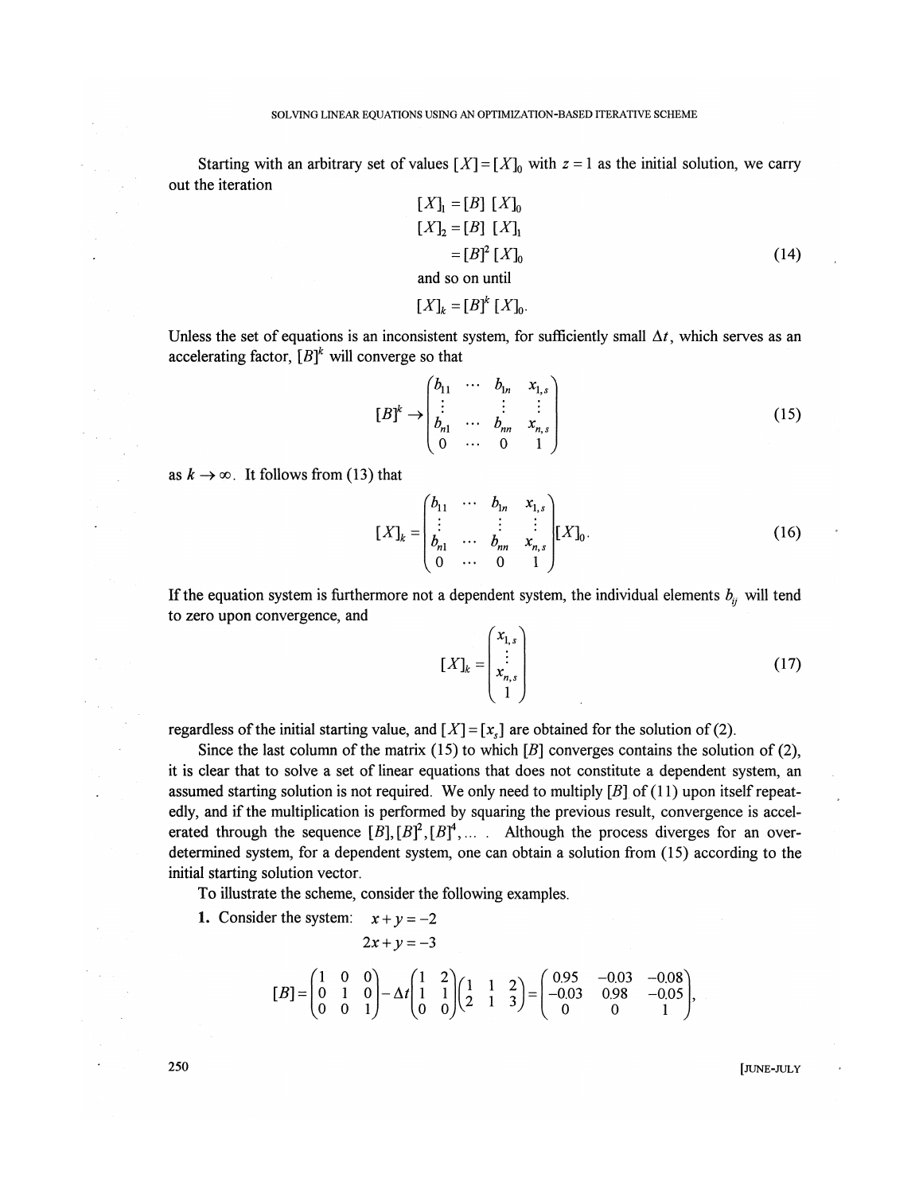Starting with an arbitrary set of values $[X]=[X]_0$ with $z=1$ as the initial solution, we carry out the iteration

$$
\begin{aligned}
[X]_1 &= [B]\,[X]_0 \\
[X]_2 &= [B]\,[X]_1 \\
&= [B]^2\,[X]_0 \\
&\text{and so on until} \\
[X]_k &= [B]^k\,[X]_0.
\end{aligned}
\tag{14}
$$

Unless the set of equations is an inconsistent system, for sufficiently small $\Delta t$, which serves as an accelerating factor, $[B]^k$ will converge so that

$$
[B]^k \to \begin{pmatrix} b_{11} & \cdots & b_{1n} & x_{1,s} \\ \vdots & & \vdots & \vdots \\ b_{n1} & \cdots & b_{nn} & x_{n,s} \\ 0 & \cdots & 0 & 1 \end{pmatrix} \tag{15}
$$

as $k \to \infty$. It follows from (13) that

$$
[X]_k = \begin{pmatrix} b_{11} & \cdots & b_{1n} & x_{1,s} \\ \vdots & & \vdots & \vdots \\ b_{n1} & \cdots & b_{nn} & x_{n,s} \\ 0 & \cdots & 0 & 1 \end{pmatrix} [X]_0. \tag{16}
$$

If the equation system is furthermore not a dependent system, the individual elements $b_{ij}$ will tend to zero upon convergence, and

$$
[X]_k = \begin{pmatrix} x_{1,s} \\ \vdots \\ x_{n,s} \\ 1 \end{pmatrix} \tag{17}
$$

regardless of the initial starting value, and $[X]=[x_s]$ are obtained for the solution of (2).

Since the last column of the matrix (15) to which $[B]$ converges contains the solution of (2), it is clear that to solve a set of linear equations that does not constitute a dependent system, an assumed starting solution is not required. We only need to multiply $[B]$ of (11) upon itself repeatedly, and if the multiplication is performed by squaring the previous result, convergence is accelerated through the sequence $[B], [B]^2, [B]^4, \ldots$ . Although the process diverges for an over-determined system, for a dependent system, one can obtain a solution from (15) according to the initial starting solution vector.

To illustrate the scheme, consider the following examples.

**1.** Consider the system:
$$
\begin{aligned}
x + y &= -2 \\
2x + y &= -3
\end{aligned}
$$

$$
[B] = \begin{pmatrix} 1 & 0 & 0 \\ 0 & 1 & 0 \\ 0 & 0 & 1 \end{pmatrix} - \Delta t \begin{pmatrix} 1 & 2 \\ 1 & 1 \\ 0 & 0 \end{pmatrix} \begin{pmatrix} 1 & 1 & 2 \\ 2 & 1 & 3 \end{pmatrix} = \begin{pmatrix} 0.95 & -0.03 & -0.08 \\ -0.03 & 0.98 & -0.05 \\ 0 & 0 & 1 \end{pmatrix},
$$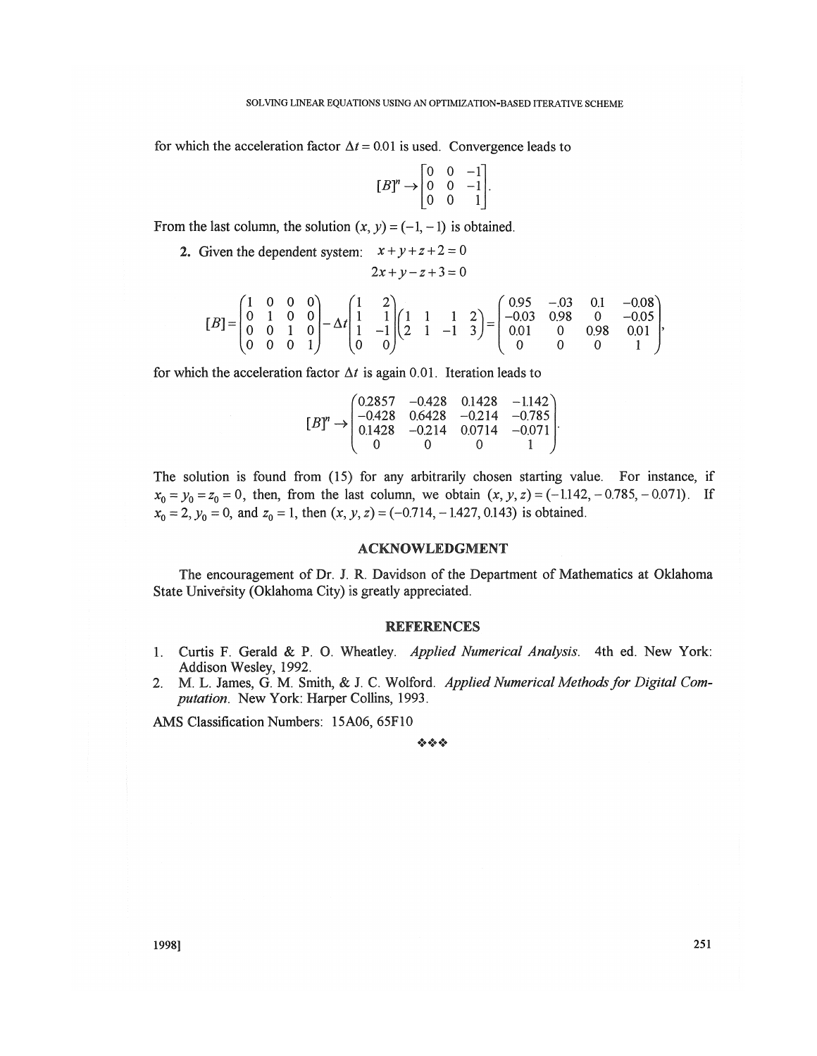for which the acceleration factor $\Delta t = 0.01$ is used. Convergence leads to

$$[B]^n \to \begin{bmatrix} 0 & 0 & -1 \\ 0 & 0 & -1 \\ 0 & 0 & 1 \end{bmatrix}.$$

From the last column, the solution $(x, y) = (-1, -1)$ is obtained.

**2.** Given the dependent system: $x + y + z + 2 = 0$

$$2x + y - z + 3 = 0$$

$$[B] = \begin{pmatrix} 1 & 0 & 0 & 0 \\ 0 & 1 & 0 & 0 \\ 0 & 0 & 1 & 0 \\ 0 & 0 & 0 & 1 \end{pmatrix} - \Delta t \begin{pmatrix} 1 & 2 \\ 1 & 1 \\ 1 & -1 \\ 0 & 0 \end{pmatrix} \begin{pmatrix} 1 & 1 & 1 & 2 \\ 2 & 1 & -1 & 3 \end{pmatrix} = \begin{pmatrix} 0.95 & -.03 & 0.1 & -0.08 \\ -0.03 & 0.98 & 0 & -0.05 \\ 0.01 & 0 & 0.98 & 0.01 \\ 0 & 0 & 0 & 1 \end{pmatrix},$$

for which the acceleration factor $\Delta t$ is again 0.01. Iteration leads to

$$[B]^n \to \begin{pmatrix} 0.2857 & -0.428 & 0.1428 & -1.142 \\ -0.428 & 0.6428 & -0.214 & -0.785 \\ 0.1428 & -0.214 & 0.0714 & -0.071 \\ 0 & 0 & 0 & 1 \end{pmatrix}.$$

The solution is found from (15) for any arbitrarily chosen starting value. For instance, if $x_0 = y_0 = z_0 = 0$, then, from the last column, we obtain $(x, y, z) = (-1.142, -0.785, -0.071)$. If $x_0 = 2, y_0 = 0$, and $z_0 = 1$, then $(x, y, z) = (-0.714, -1.427, 0.143)$ is obtained.

## ACKNOWLEDGMENT

The encouragement of Dr. J. R. Davidson of the Department of Mathematics at Oklahoma State University (Oklahoma City) is greatly appreciated.

## REFERENCES

1. Curtis F. Gerald & P. O. Wheatley. *Applied Numerical Analysis*. 4th ed. New York: Addison Wesley, 1992.
2. M. L. James, G. M. Smith, & J. C. Wolford. *Applied Numerical Methods for Digital Computation*. New York: Harper Collins, 1993.

AMS Classification Numbers: 15A06, 65F10

❖❖❖